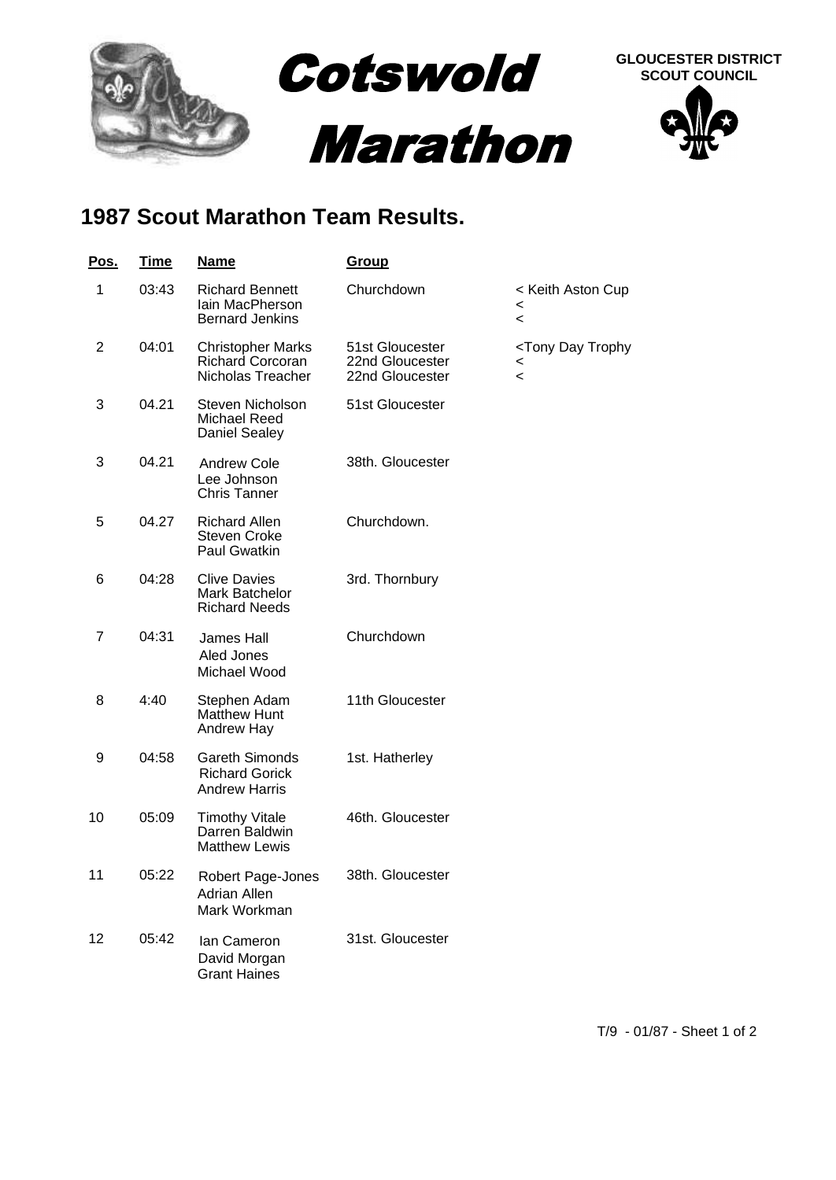# Cotswold Marathon

**GLOUCESTER DISTRICT SCOUT COUNCIL**

## 1987 Scout Marathon Team Results.

| Pos. | Time | Name | Group | |
|---|---|---|---|---|
| 1 | 03:43 | Richard Bennett<br>Iain MacPherson<br>Bernard Jenkins | Churchdown | < Keith Aston Cup<br><<br>< |
| 2 | 04:01 | Christopher Marks<br>Richard Corcoran<br>Nicholas Treacher | 51st Gloucester<br>22nd Gloucester<br>22nd Gloucester | <Tony Day Trophy<br><<br>< |
| 3 | 04.21 | Steven Nicholson<br>Michael Reed<br>Daniel Sealey | 51st Gloucester | |
| 3 | 04.21 | Andrew Cole<br>Lee Johnson<br>Chris Tanner | 38th. Gloucester | |
| 5 | 04.27 | Richard Allen<br>Steven Croke<br>Paul Gwatkin | Churchdown. | |
| 6 | 04:28 | Clive Davies<br>Mark Batchelor<br>Richard Needs | 3rd. Thornbury | |
| 7 | 04:31 | James Hall<br>Aled Jones<br>Michael Wood | Churchdown | |
| 8 | 4:40 | Stephen Adam<br>Matthew Hunt<br>Andrew Hay | 11th Gloucester | |
| 9 | 04:58 | Gareth Simonds<br>Richard Gorick<br>Andrew Harris | 1st. Hatherley | |
| 10 | 05:09 | Timothy Vitale<br>Darren Baldwin<br>Matthew Lewis | 46th. Gloucester | |
| 11 | 05:22 | Robert Page-Jones<br>Adrian Allen<br>Mark Workman | 38th. Gloucester | |
| 12 | 05:42 | Ian Cameron<br>David Morgan<br>Grant Haines | 31st. Gloucester | |

T/9 - 01/87 - Sheet 1 of 2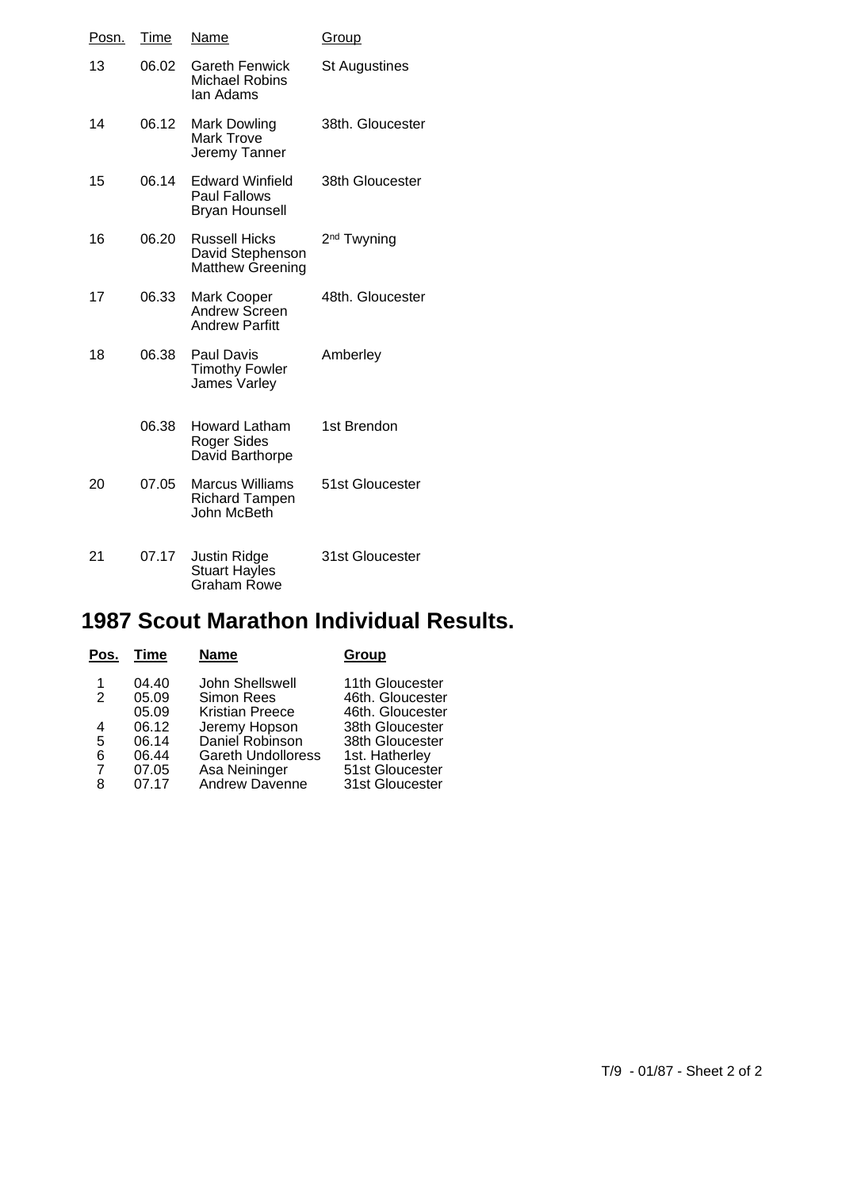| Posn. | Time | Name | Group |
|---|---|---|---|
| 13 | 06.02 | Gareth Fenwick<br>Michael Robins<br>Ian Adams | St Augustines |
| 14 | 06.12 | Mark Dowling<br>Mark Trove<br>Jeremy Tanner | 38th. Gloucester |
| 15 | 06.14 | Edward Winfield<br>Paul Fallows<br>Bryan Hounsell | 38th Gloucester |
| 16 | 06.20 | Russell Hicks<br>David Stephenson<br>Matthew Greening | 2nd Twyning |
| 17 | 06.33 | Mark Cooper<br>Andrew Screen<br>Andrew Parfitt | 48th. Gloucester |
| 18 | 06.38 | Paul Davis<br>Timothy Fowler<br>James Varley | Amberley |
| | 06.38 | Howard Latham<br>Roger Sides<br>David Barthorpe | 1st Brendon |
| 20 | 07.05 | Marcus Williams<br>Richard Tampen<br>John McBeth | 51st Gloucester |
| 21 | 07.17 | Justin Ridge<br>Stuart Hayles<br>Graham Rowe | 31st Gloucester |

# 1987 Scout Marathon Individual Results.

| Pos. | Time | Name | Group |
|---|---|---|---|
| 1 | 04.40 | John Shellswell | 11th Gloucester |
| 2 | 05.09 | Simon Rees | 46th. Gloucester |
| | 05.09 | Kristian Preece | 46th. Gloucester |
| 4 | 06.12 | Jeremy Hopson | 38th Gloucester |
| 5 | 06.14 | Daniel Robinson | 38th Gloucester |
| 6 | 06.44 | Gareth Undolloress | 1st. Hatherley |
| 7 | 07.05 | Asa Neininger | 51st Gloucester |
| 8 | 07.17 | Andrew Davenne | 31st Gloucester |

T/9 - 01/87 - Sheet 2 of 2